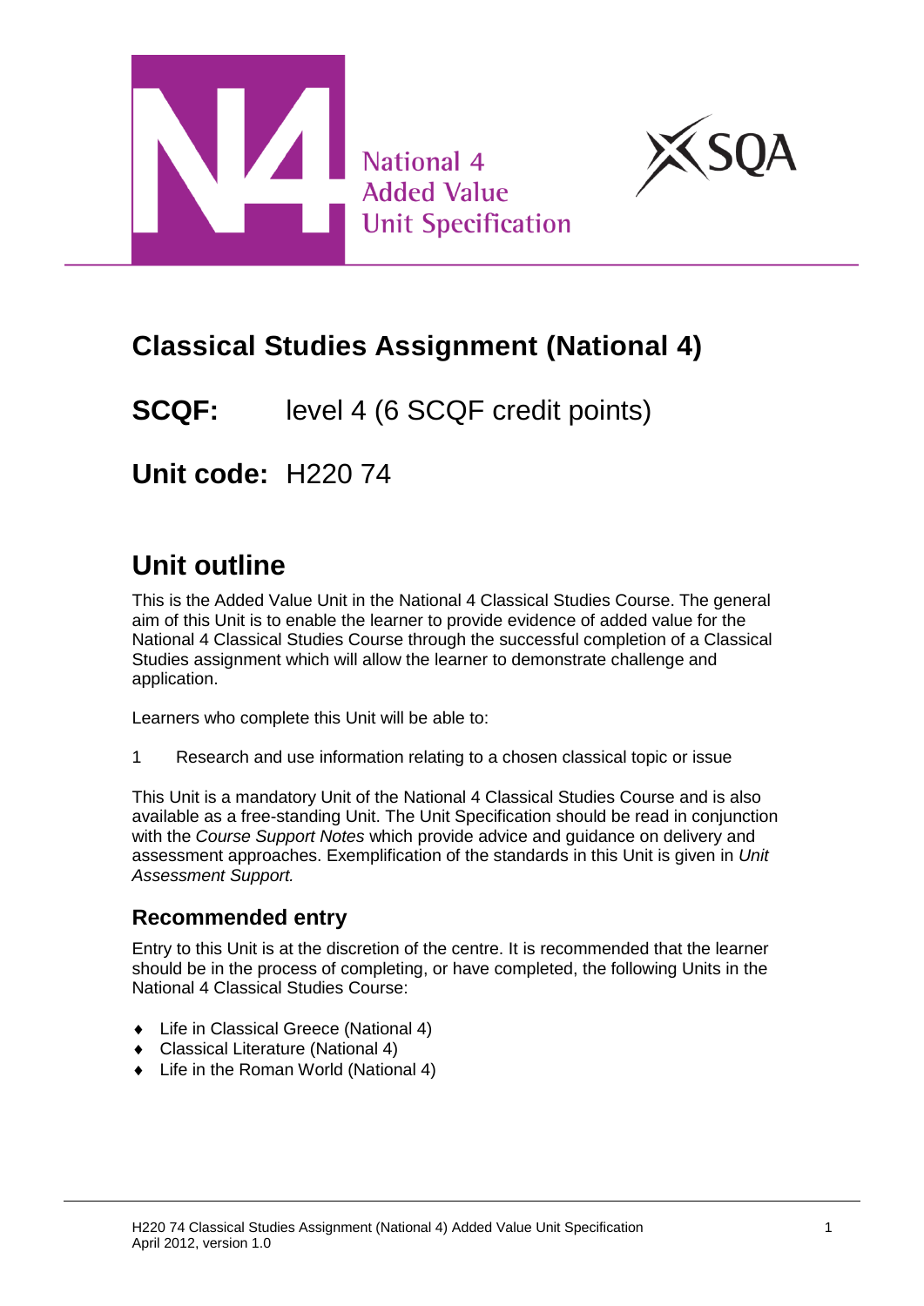National 4 Added Value Unit Specification

# Classical Studies Assignment (National 4)

**SCQF:** level 4 (6 SCQF credit points)

**Unit code:** H220 74

## Unit outline

This is the Added Value Unit in the National 4 Classical Studies Course. The general aim of this Unit is to enable the learner to provide evidence of added value for the National 4 Classical Studies Course through the successful completion of a Classical Studies assignment which will allow the learner to demonstrate challenge and application.

Learners who complete this Unit will be able to:

1 Research and use information relating to a chosen classical topic or issue

This Unit is a mandatory Unit of the National 4 Classical Studies Course and is also available as a free-standing Unit. The Unit Specification should be read in conjunction with the *Course Support Notes* which provide advice and guidance on delivery and assessment approaches. Exemplification of the standards in this Unit is given in *Unit Assessment Support.*

### Recommended entry

Entry to this Unit is at the discretion of the centre. It is recommended that the learner should be in the process of completing, or have completed, the following Units in the National 4 Classical Studies Course:

- Life in Classical Greece (National 4)
- Classical Literature (National 4)
- Life in the Roman World (National 4)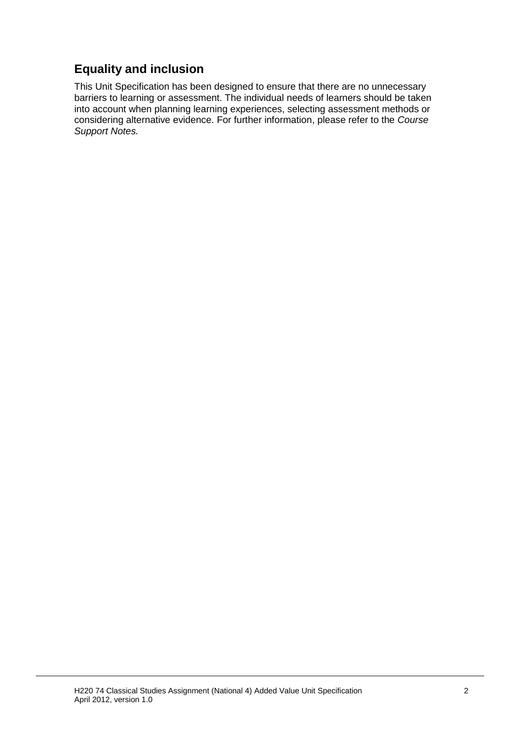## Equality and inclusion

This Unit Specification has been designed to ensure that there are no unnecessary barriers to learning or assessment. The individual needs of learners should be taken into account when planning learning experiences, selecting assessment methods or considering alternative evidence. For further information, please refer to the *Course Support Notes.*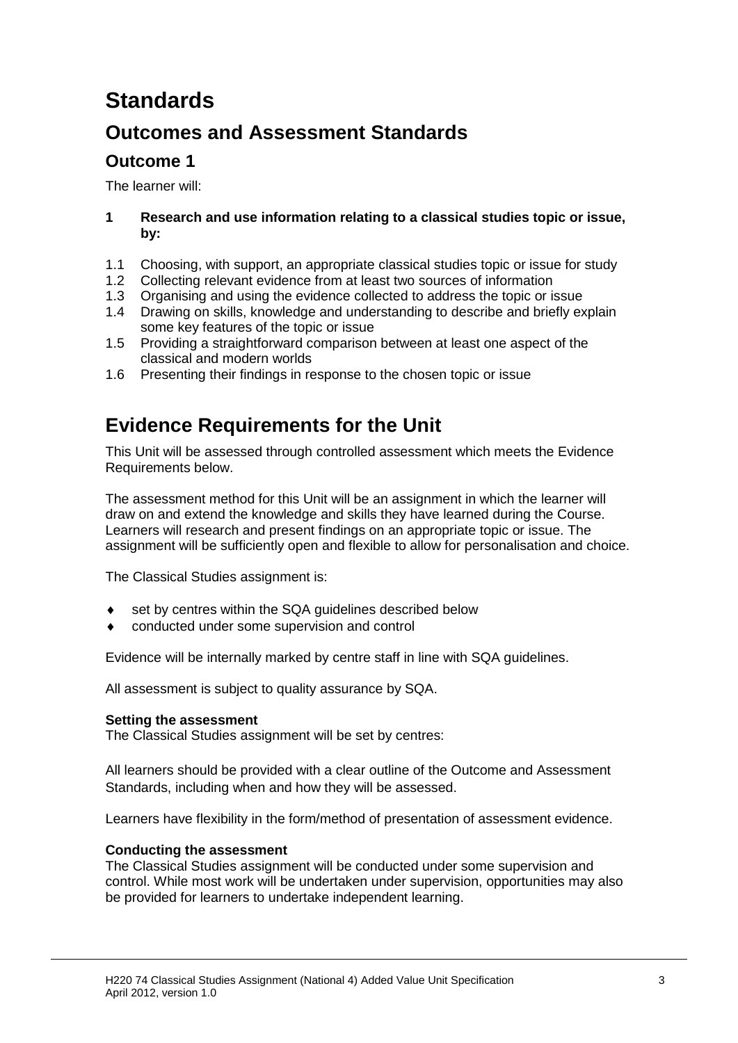# Standards

## Outcomes and Assessment Standards

### Outcome 1

The learner will:

**1 Research and use information relating to a classical studies topic or issue, by:**

1.1 Choosing, with support, an appropriate classical studies topic or issue for study
1.2 Collecting relevant evidence from at least two sources of information
1.3 Organising and using the evidence collected to address the topic or issue
1.4 Drawing on skills, knowledge and understanding to describe and briefly explain some key features of the topic or issue
1.5 Providing a straightforward comparison between at least one aspect of the classical and modern worlds
1.6 Presenting their findings in response to the chosen topic or issue

## Evidence Requirements for the Unit

This Unit will be assessed through controlled assessment which meets the Evidence Requirements below.

The assessment method for this Unit will be an assignment in which the learner will draw on and extend the knowledge and skills they have learned during the Course. Learners will research and present findings on an appropriate topic or issue. The assignment will be sufficiently open and flexible to allow for personalisation and choice.

The Classical Studies assignment is:

- set by centres within the SQA guidelines described below
- conducted under some supervision and control

Evidence will be internally marked by centre staff in line with SQA guidelines.

All assessment is subject to quality assurance by SQA.

**Setting the assessment**
The Classical Studies assignment will be set by centres:

All learners should be provided with a clear outline of the Outcome and Assessment Standards, including when and how they will be assessed.

Learners have flexibility in the form/method of presentation of assessment evidence.

**Conducting the assessment**
The Classical Studies assignment will be conducted under some supervision and control. While most work will be undertaken under supervision, opportunities may also be provided for learners to undertake independent learning.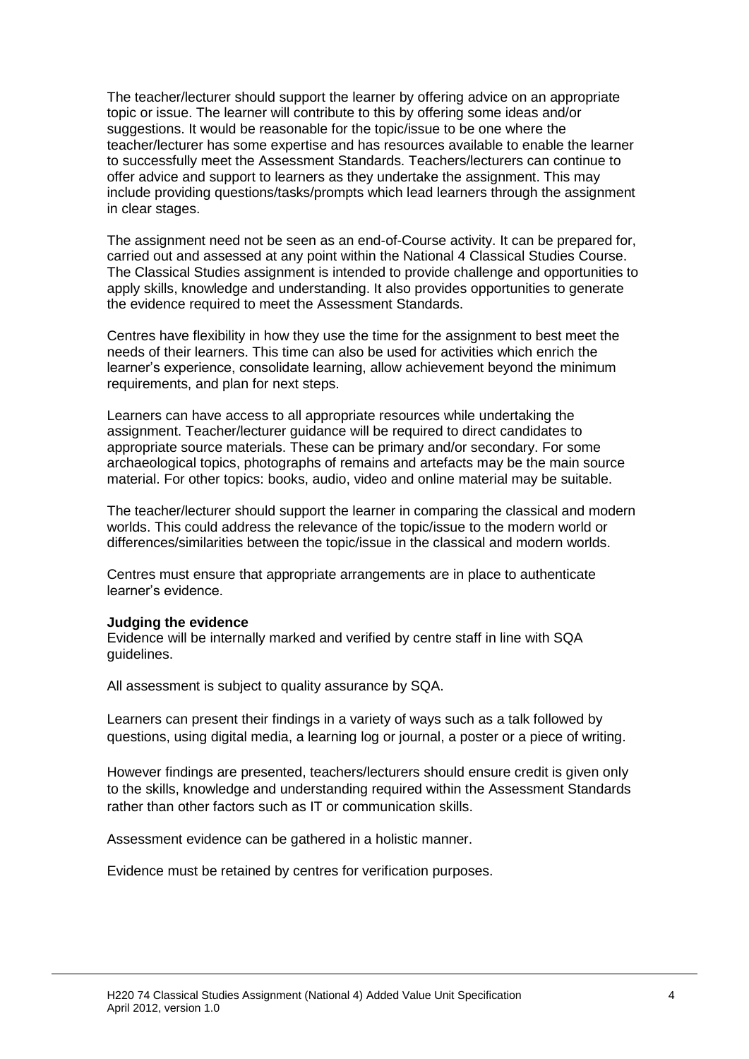The teacher/lecturer should support the learner by offering advice on an appropriate topic or issue. The learner will contribute to this by offering some ideas and/or suggestions. It would be reasonable for the topic/issue to be one where the teacher/lecturer has some expertise and has resources available to enable the learner to successfully meet the Assessment Standards. Teachers/lecturers can continue to offer advice and support to learners as they undertake the assignment. This may include providing questions/tasks/prompts which lead learners through the assignment in clear stages.

The assignment need not be seen as an end-of-Course activity. It can be prepared for, carried out and assessed at any point within the National 4 Classical Studies Course. The Classical Studies assignment is intended to provide challenge and opportunities to apply skills, knowledge and understanding. It also provides opportunities to generate the evidence required to meet the Assessment Standards.

Centres have flexibility in how they use the time for the assignment to best meet the needs of their learners. This time can also be used for activities which enrich the learner's experience, consolidate learning, allow achievement beyond the minimum requirements, and plan for next steps.

Learners can have access to all appropriate resources while undertaking the assignment. Teacher/lecturer guidance will be required to direct candidates to appropriate source materials. These can be primary and/or secondary. For some archaeological topics, photographs of remains and artefacts may be the main source material. For other topics: books, audio, video and online material may be suitable.

The teacher/lecturer should support the learner in comparing the classical and modern worlds. This could address the relevance of the topic/issue to the modern world or differences/similarities between the topic/issue in the classical and modern worlds.

Centres must ensure that appropriate arrangements are in place to authenticate learner's evidence.

**Judging the evidence**

Evidence will be internally marked and verified by centre staff in line with SQA guidelines.

All assessment is subject to quality assurance by SQA.

Learners can present their findings in a variety of ways such as a talk followed by questions, using digital media, a learning log or journal, a poster or a piece of writing.

However findings are presented, teachers/lecturers should ensure credit is given only to the skills, knowledge and understanding required within the Assessment Standards rather than other factors such as IT or communication skills.

Assessment evidence can be gathered in a holistic manner.

Evidence must be retained by centres for verification purposes.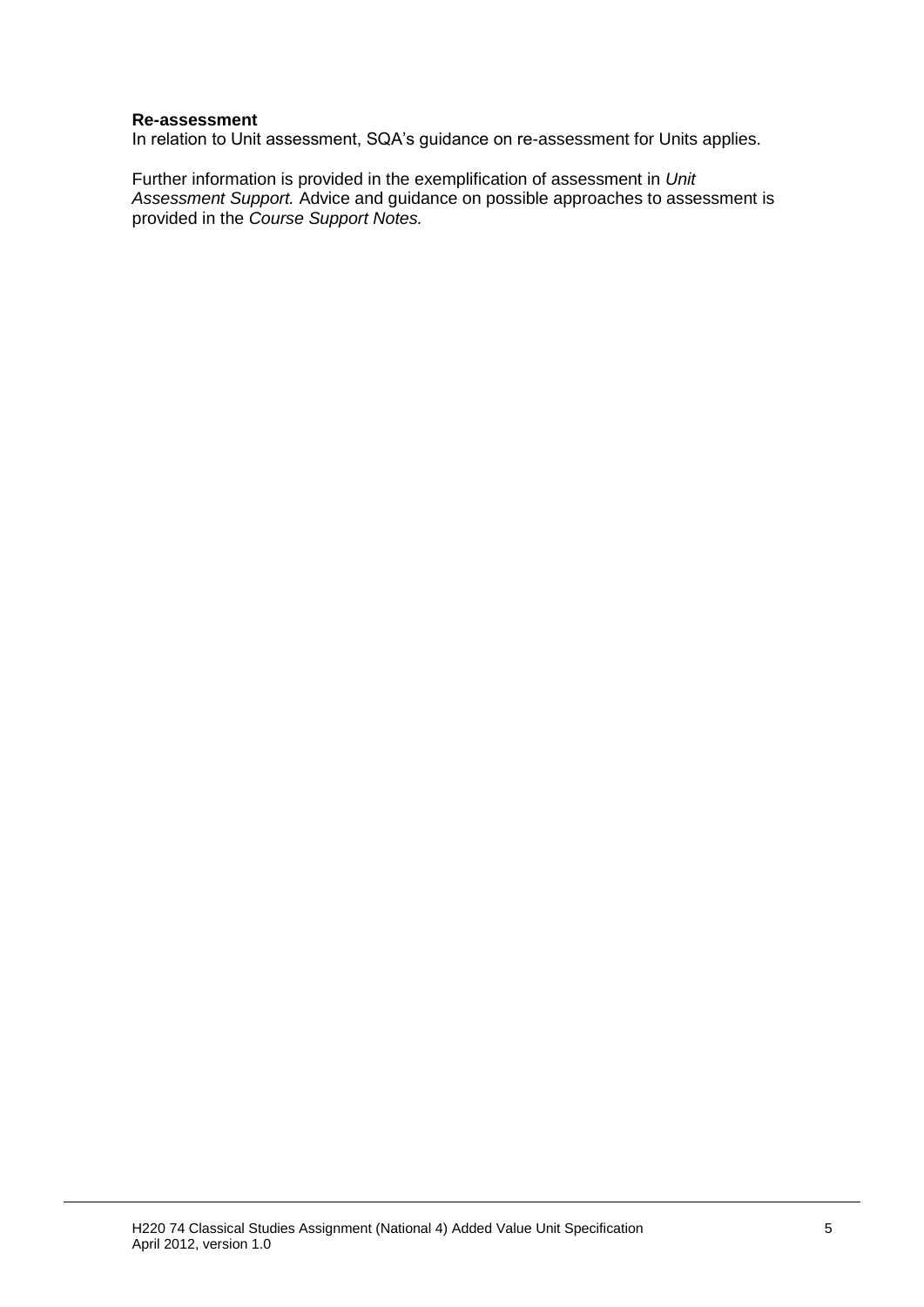**Re-assessment**
In relation to Unit assessment, SQA's guidance on re-assessment for Units applies.

Further information is provided in the exemplification of assessment in *Unit Assessment Support.* Advice and guidance on possible approaches to assessment is provided in the *Course Support Notes.*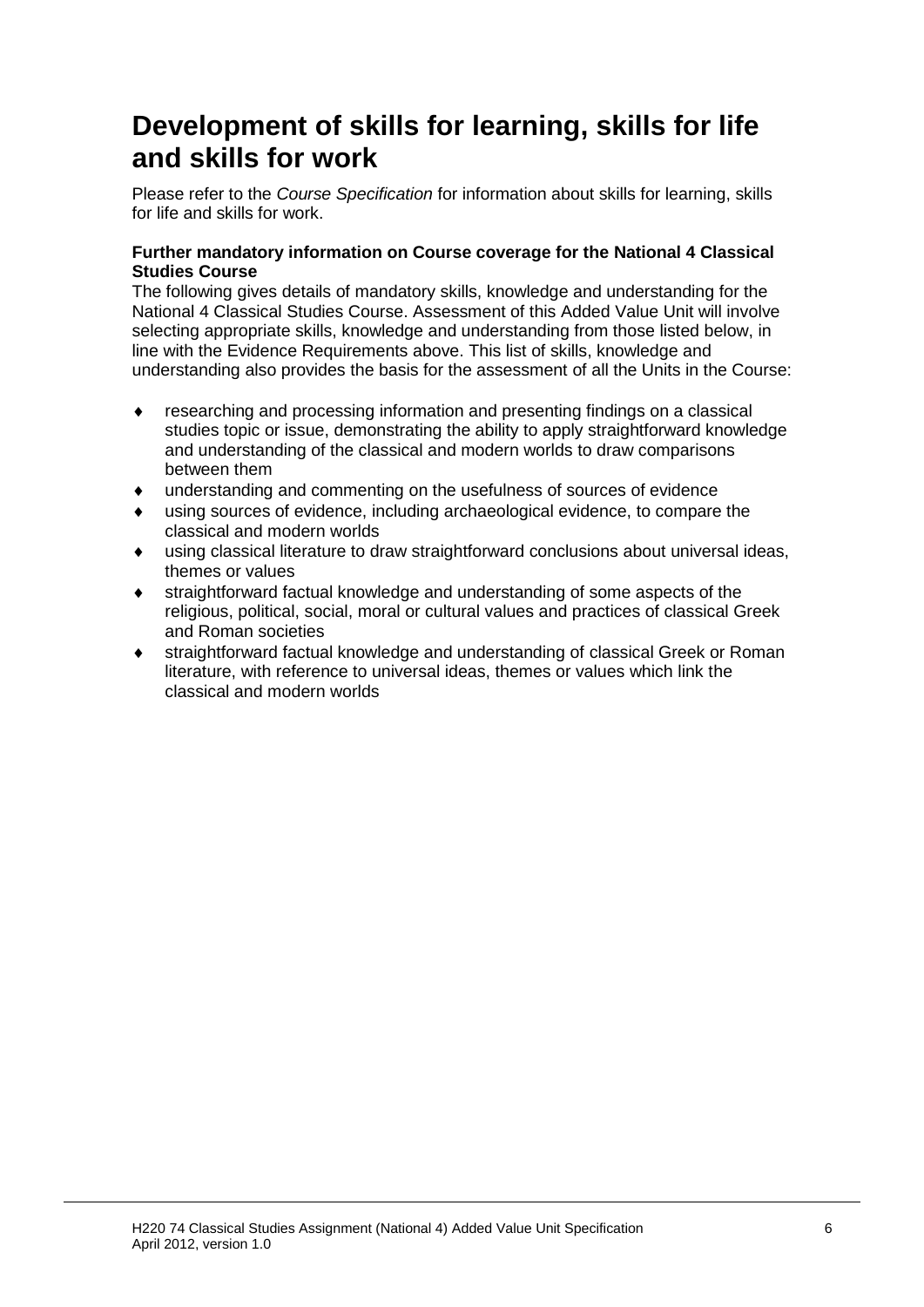# Development of skills for learning, skills for life and skills for work

Please refer to the *Course Specification* for information about skills for learning, skills for life and skills for work.

**Further mandatory information on Course coverage for the National 4 Classical Studies Course**

The following gives details of mandatory skills, knowledge and understanding for the National 4 Classical Studies Course. Assessment of this Added Value Unit will involve selecting appropriate skills, knowledge and understanding from those listed below, in line with the Evidence Requirements above. This list of skills, knowledge and understanding also provides the basis for the assessment of all the Units in the Course:

- researching and processing information and presenting findings on a classical studies topic or issue, demonstrating the ability to apply straightforward knowledge and understanding of the classical and modern worlds to draw comparisons between them
- understanding and commenting on the usefulness of sources of evidence
- using sources of evidence, including archaeological evidence, to compare the classical and modern worlds
- using classical literature to draw straightforward conclusions about universal ideas, themes or values
- straightforward factual knowledge and understanding of some aspects of the religious, political, social, moral or cultural values and practices of classical Greek and Roman societies
- straightforward factual knowledge and understanding of classical Greek or Roman literature, with reference to universal ideas, themes or values which link the classical and modern worlds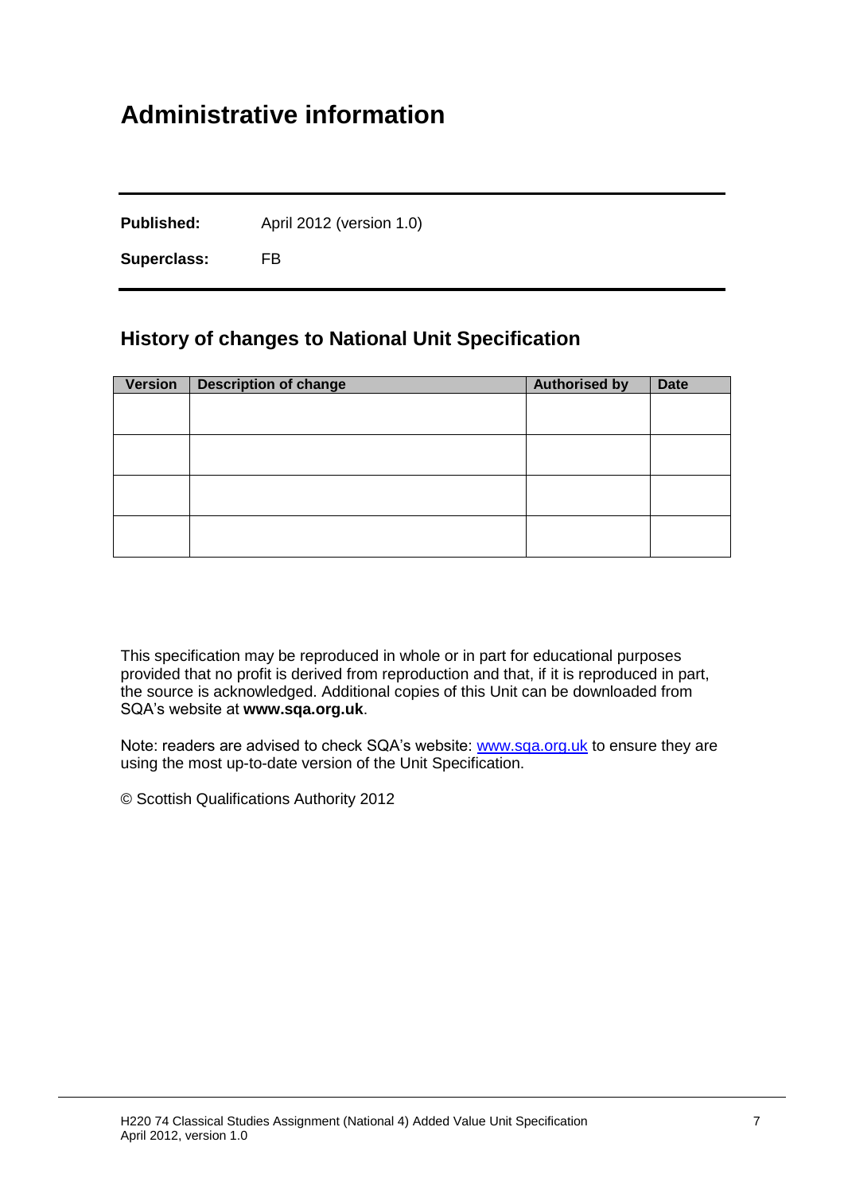# Administrative information

**Published:** April 2012 (version 1.0)

**Superclass:** FB

## History of changes to National Unit Specification

| Version | Description of change | Authorised by | Date |
|---|---|---|---|
| | | | |
| | | | |
| | | | |
| | | | |

This specification may be reproduced in whole or in part for educational purposes provided that no profit is derived from reproduction and that, if it is reproduced in part, the source is acknowledged. Additional copies of this Unit can be downloaded from SQA's website at **www.sqa.org.uk**.

Note: readers are advised to check SQA's website: www.sqa.org.uk to ensure they are using the most up-to-date version of the Unit Specification.

© Scottish Qualifications Authority 2012